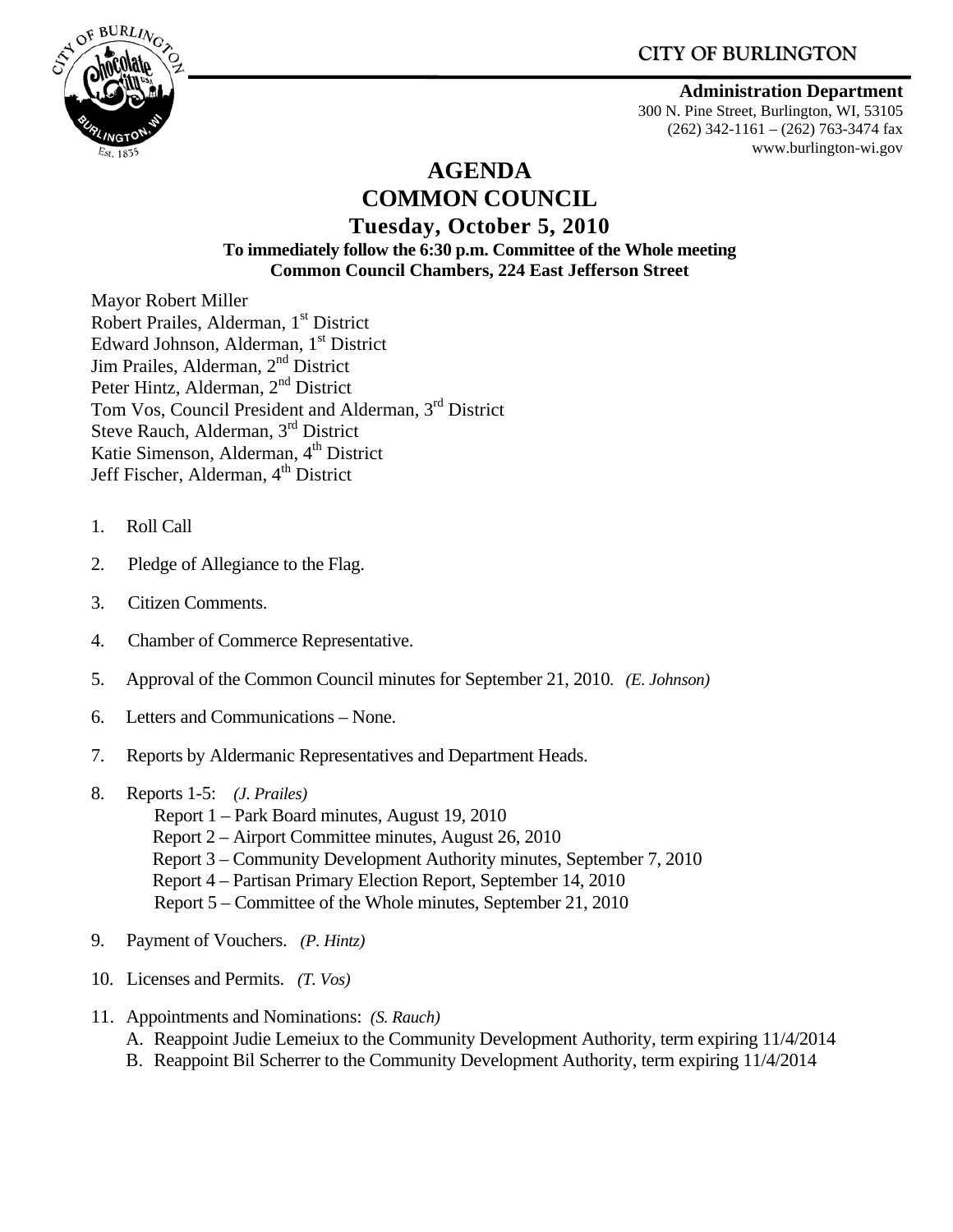CITY OF BURLINGTON

**Administration Department**
300 N. Pine Street, Burlington, WI, 53105
(262) 342-1161 – (262) 763-3474 fax
www.burlington-wi.gov

# AGENDA
# COMMON COUNCIL
## Tuesday, October 5, 2010

**To immediately follow the 6:30 p.m. Committee of the Whole meeting**
**Common Council Chambers, 224 East Jefferson Street**

Mayor Robert Miller
Robert Prailes, Alderman, 1st District
Edward Johnson, Alderman, 1st District
Jim Prailes, Alderman, 2nd District
Peter Hintz, Alderman, 2nd District
Tom Vos, Council President and Alderman, 3rd District
Steve Rauch, Alderman, 3rd District
Katie Simenson, Alderman, 4th District
Jeff Fischer, Alderman, 4th District

1. Roll Call
2. Pledge of Allegiance to the Flag.
3. Citizen Comments.
4. Chamber of Commerce Representative.
5. Approval of the Common Council minutes for September 21, 2010. *(E. Johnson)*
6. Letters and Communications – None.
7. Reports by Aldermanic Representatives and Department Heads.
8. Reports 1-5: *(J. Prailes)*
   Report 1 – Park Board minutes, August 19, 2010
   Report 2 – Airport Committee minutes, August 26, 2010
   Report 3 – Community Development Authority minutes, September 7, 2010
   Report 4 – Partisan Primary Election Report, September 14, 2010
   Report 5 – Committee of the Whole minutes, September 21, 2010
9. Payment of Vouchers. *(P. Hintz)*
10. Licenses and Permits. *(T. Vos)*
11. Appointments and Nominations: *(S. Rauch)*
    A. Reappoint Judie Lemeiux to the Community Development Authority, term expiring 11/4/2014
    B. Reappoint Bil Scherrer to the Community Development Authority, term expiring 11/4/2014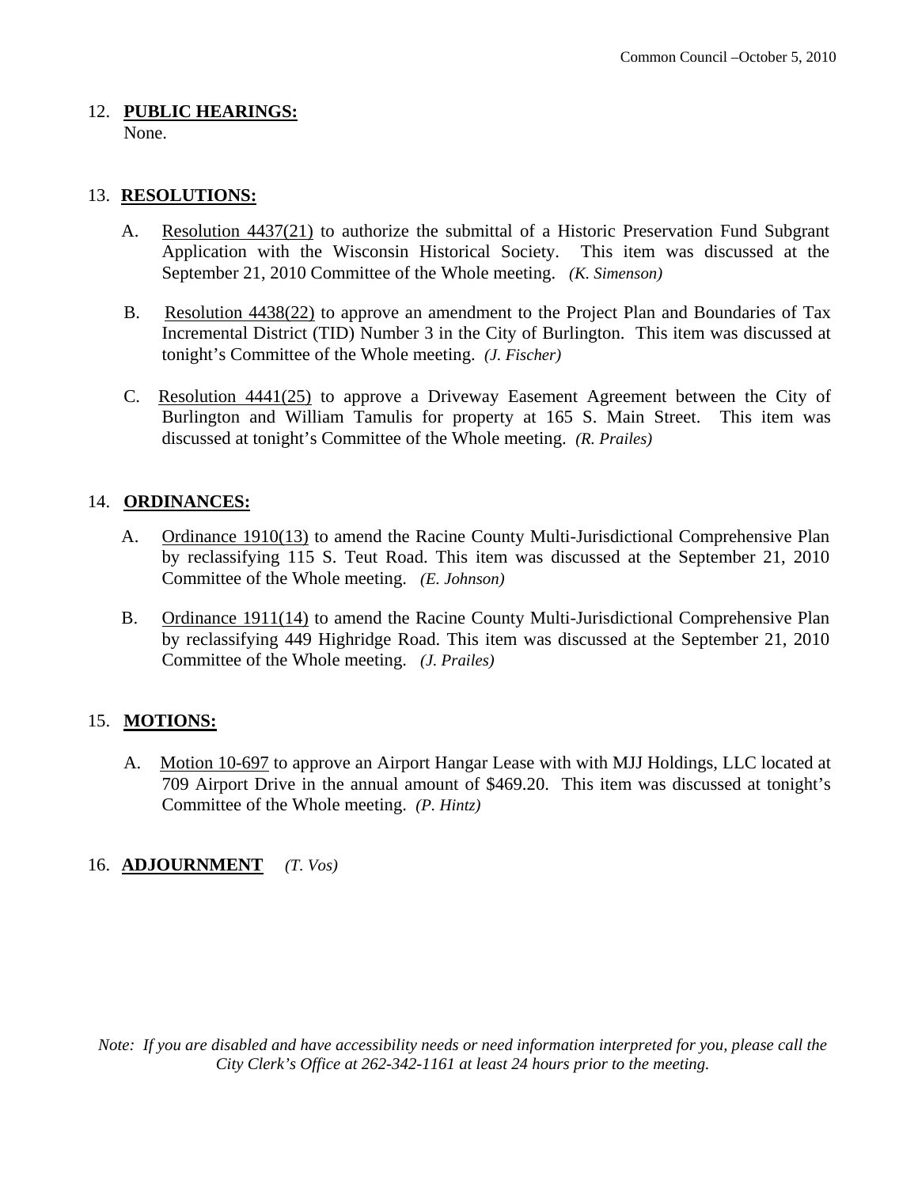12. **PUBLIC HEARINGS:**
None.

13. **RESOLUTIONS:**

A. Resolution 4437(21) to authorize the submittal of a Historic Preservation Fund Subgrant Application with the Wisconsin Historical Society. This item was discussed at the September 21, 2010 Committee of the Whole meeting. *(K. Simenson)*

B. Resolution 4438(22) to approve an amendment to the Project Plan and Boundaries of Tax Incremental District (TID) Number 3 in the City of Burlington. This item was discussed at tonight's Committee of the Whole meeting. *(J. Fischer)*

C. Resolution 4441(25) to approve a Driveway Easement Agreement between the City of Burlington and William Tamulis for property at 165 S. Main Street. This item was discussed at tonight's Committee of the Whole meeting. *(R. Prailes)*

14. **ORDINANCES:**

A. Ordinance 1910(13) to amend the Racine County Multi-Jurisdictional Comprehensive Plan by reclassifying 115 S. Teut Road. This item was discussed at the September 21, 2010 Committee of the Whole meeting. *(E. Johnson)*

B. Ordinance 1911(14) to amend the Racine County Multi-Jurisdictional Comprehensive Plan by reclassifying 449 Highridge Road. This item was discussed at the September 21, 2010 Committee of the Whole meeting. *(J. Prailes)*

15. **MOTIONS:**

A. Motion 10-697 to approve an Airport Hangar Lease with with MJJ Holdings, LLC located at 709 Airport Drive in the annual amount of $469.20. This item was discussed at tonight's Committee of the Whole meeting. *(P. Hintz)*

16. **ADJOURNMENT** *(T. Vos)*

*Note: If you are disabled and have accessibility needs or need information interpreted for you, please call the City Clerk's Office at 262-342-1161 at least 24 hours prior to the meeting.*